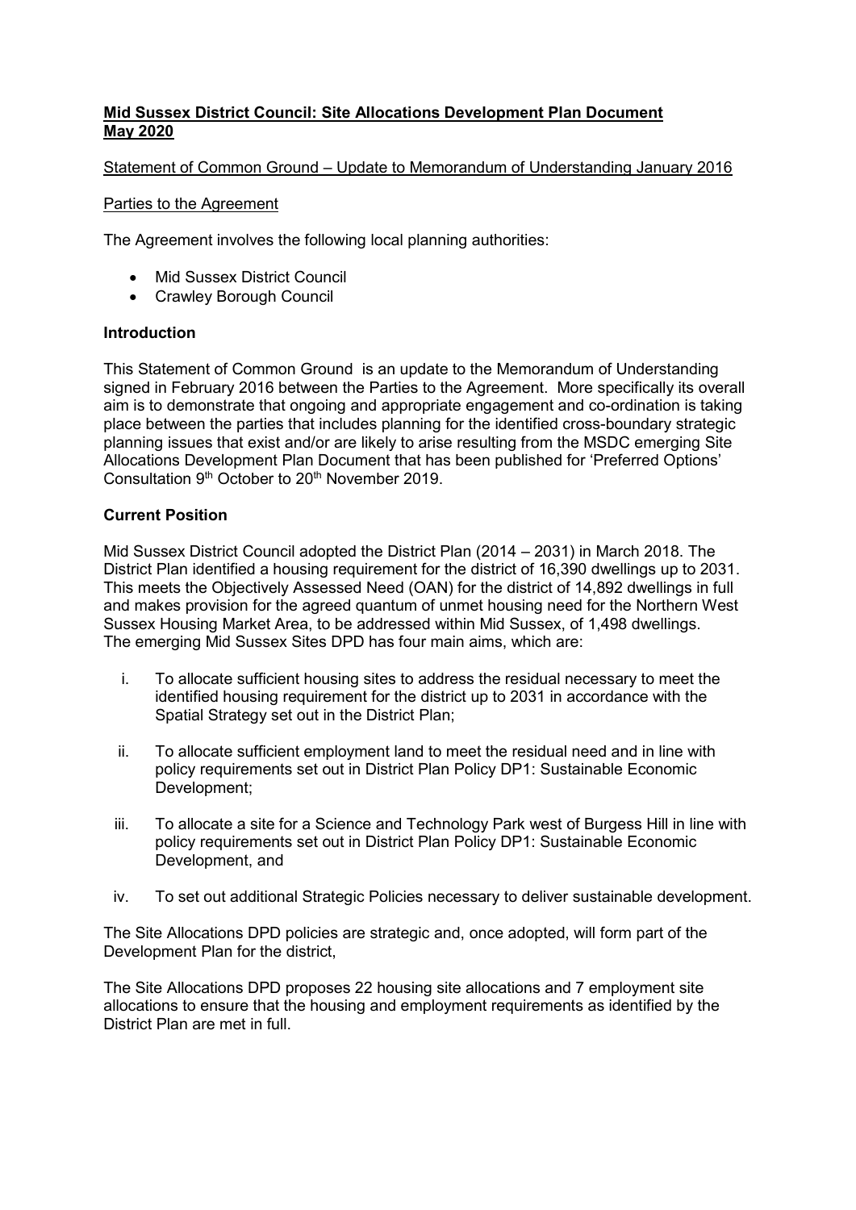**Mid Sussex District Council: Site Allocations Development Plan Document May 2020**

Statement of Common Ground – Update to Memorandum of Understanding January 2016

Parties to the Agreement

The Agreement involves the following local planning authorities:

- Mid Sussex District Council
- Crawley Borough Council

**Introduction**

This Statement of Common Ground is an update to the Memorandum of Understanding signed in February 2016 between the Parties to the Agreement. More specifically its overall aim is to demonstrate that ongoing and appropriate engagement and co-ordination is taking place between the parties that includes planning for the identified cross-boundary strategic planning issues that exist and/or are likely to arise resulting from the MSDC emerging Site Allocations Development Plan Document that has been published for 'Preferred Options' Consultation 9th October to 20th November 2019.

**Current Position**

Mid Sussex District Council adopted the District Plan (2014 – 2031) in March 2018. The District Plan identified a housing requirement for the district of 16,390 dwellings up to 2031. This meets the Objectively Assessed Need (OAN) for the district of 14,892 dwellings in full and makes provision for the agreed quantum of unmet housing need for the Northern West Sussex Housing Market Area, to be addressed within Mid Sussex, of 1,498 dwellings. The emerging Mid Sussex Sites DPD has four main aims, which are:

i. To allocate sufficient housing sites to address the residual necessary to meet the identified housing requirement for the district up to 2031 in accordance with the Spatial Strategy set out in the District Plan;

ii. To allocate sufficient employment land to meet the residual need and in line with policy requirements set out in District Plan Policy DP1: Sustainable Economic Development;

iii. To allocate a site for a Science and Technology Park west of Burgess Hill in line with policy requirements set out in District Plan Policy DP1: Sustainable Economic Development, and

iv. To set out additional Strategic Policies necessary to deliver sustainable development.

The Site Allocations DPD policies are strategic and, once adopted, will form part of the Development Plan for the district,

The Site Allocations DPD proposes 22 housing site allocations and 7 employment site allocations to ensure that the housing and employment requirements as identified by the District Plan are met in full.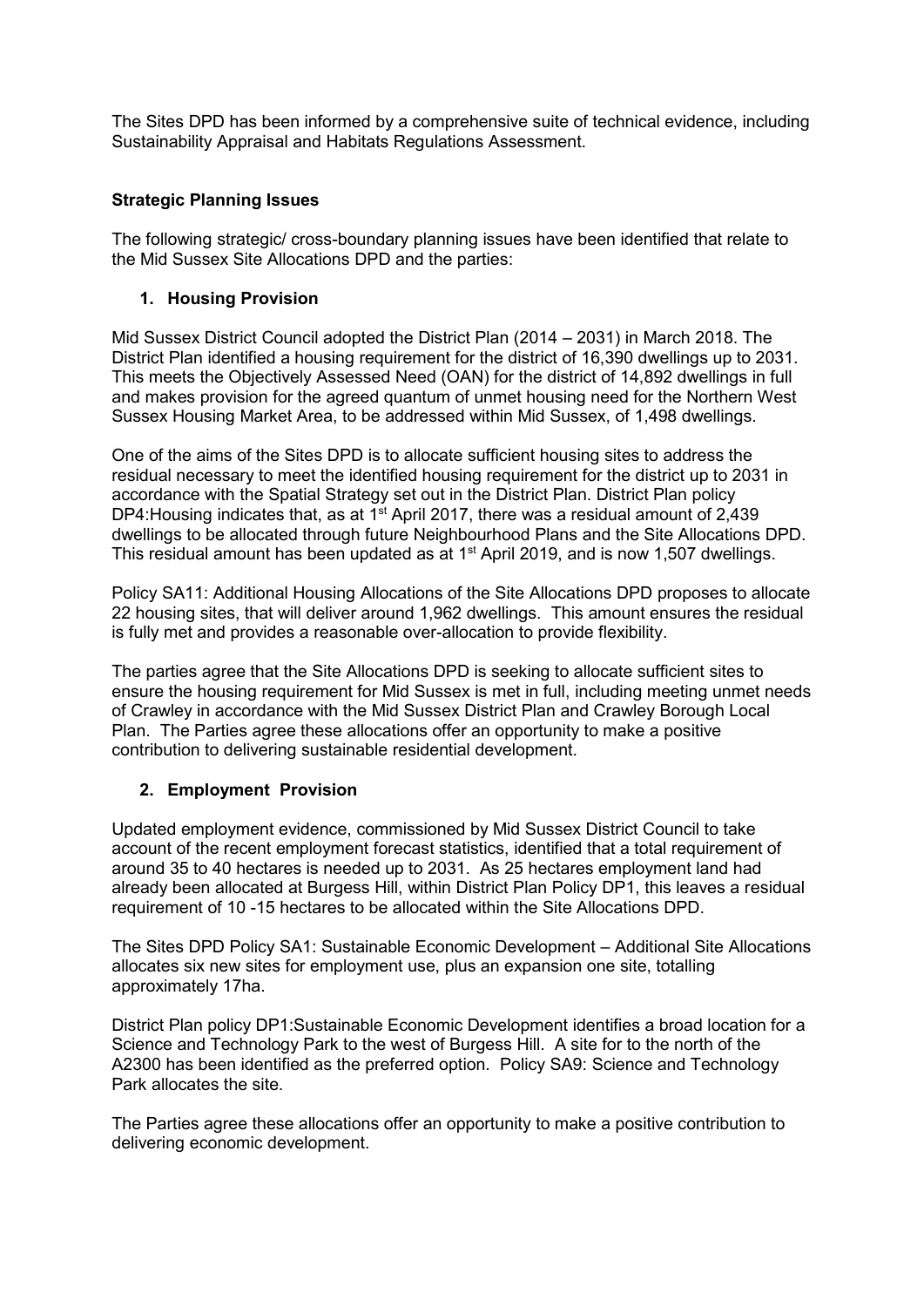The Sites DPD has been informed by a comprehensive suite of technical evidence, including Sustainability Appraisal and Habitats Regulations Assessment.

**Strategic Planning Issues**

The following strategic/ cross-boundary planning issues have been identified that relate to the Mid Sussex Site Allocations DPD and the parties:

1. **Housing Provision**

Mid Sussex District Council adopted the District Plan (2014 – 2031) in March 2018. The District Plan identified a housing requirement for the district of 16,390 dwellings up to 2031. This meets the Objectively Assessed Need (OAN) for the district of 14,892 dwellings in full and makes provision for the agreed quantum of unmet housing need for the Northern West Sussex Housing Market Area, to be addressed within Mid Sussex, of 1,498 dwellings.

One of the aims of the Sites DPD is to allocate sufficient housing sites to address the residual necessary to meet the identified housing requirement for the district up to 2031 in accordance with the Spatial Strategy set out in the District Plan. District Plan policy DP4:Housing indicates that, as at 1st April 2017, there was a residual amount of 2,439 dwellings to be allocated through future Neighbourhood Plans and the Site Allocations DPD. This residual amount has been updated as at 1st April 2019, and is now 1,507 dwellings.

Policy SA11: Additional Housing Allocations of the Site Allocations DPD proposes to allocate 22 housing sites, that will deliver around 1,962 dwellings. This amount ensures the residual is fully met and provides a reasonable over-allocation to provide flexibility.

The parties agree that the Site Allocations DPD is seeking to allocate sufficient sites to ensure the housing requirement for Mid Sussex is met in full, including meeting unmet needs of Crawley in accordance with the Mid Sussex District Plan and Crawley Borough Local Plan. The Parties agree these allocations offer an opportunity to make a positive contribution to delivering sustainable residential development.

2. **Employment Provision**

Updated employment evidence, commissioned by Mid Sussex District Council to take account of the recent employment forecast statistics, identified that a total requirement of around 35 to 40 hectares is needed up to 2031. As 25 hectares employment land had already been allocated at Burgess Hill, within District Plan Policy DP1, this leaves a residual requirement of 10 -15 hectares to be allocated within the Site Allocations DPD.

The Sites DPD Policy SA1: Sustainable Economic Development – Additional Site Allocations allocates six new sites for employment use, plus an expansion one site, totalling approximately 17ha.

District Plan policy DP1:Sustainable Economic Development identifies a broad location for a Science and Technology Park to the west of Burgess Hill. A site for to the north of the A2300 has been identified as the preferred option. Policy SA9: Science and Technology Park allocates the site.

The Parties agree these allocations offer an opportunity to make a positive contribution to delivering economic development.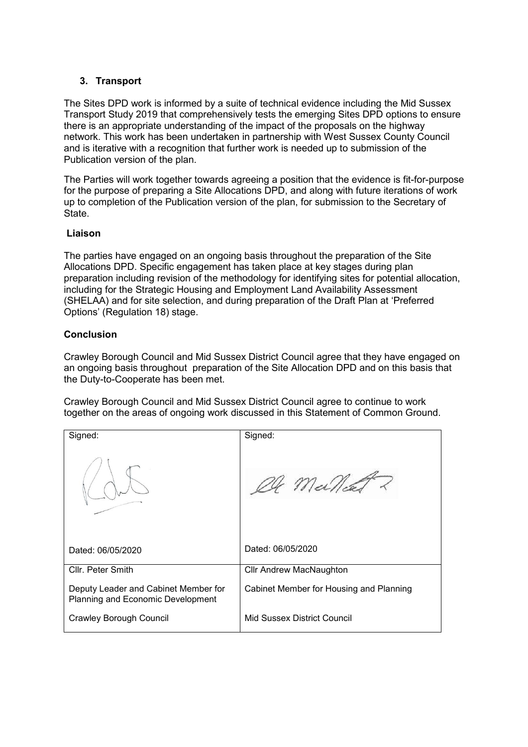### 3. Transport

The Sites DPD work is informed by a suite of technical evidence including the Mid Sussex Transport Study 2019 that comprehensively tests the emerging Sites DPD options to ensure there is an appropriate understanding of the impact of the proposals on the highway network. This work has been undertaken in partnership with West Sussex County Council and is iterative with a recognition that further work is needed up to submission of the Publication version of the plan.

The Parties will work together towards agreeing a position that the evidence is fit-for-purpose for the purpose of preparing a Site Allocations DPD, and along with future iterations of work up to completion of the Publication version of the plan, for submission to the Secretary of State.

**Liaison**

The parties have engaged on an ongoing basis throughout the preparation of the Site Allocations DPD. Specific engagement has taken place at key stages during plan preparation including revision of the methodology for identifying sites for potential allocation, including for the Strategic Housing and Employment Land Availability Assessment (SHELAA) and for site selection, and during preparation of the Draft Plan at 'Preferred Options' (Regulation 18) stage.

**Conclusion**

Crawley Borough Council and Mid Sussex District Council agree that they have engaged on an ongoing basis throughout preparation of the Site Allocation DPD and on this basis that the Duty-to-Cooperate has been met.

Crawley Borough Council and Mid Sussex District Council agree to continue to work together on the areas of ongoing work discussed in this Statement of Common Ground.

| | |
|---|---|
| Signed:<br><br>Dated: 06/05/2020 | Signed:<br><br>Dated: 06/05/2020 |
| Cllr. Peter Smith<br><br>Deputy Leader and Cabinet Member for Planning and Economic Development<br><br>Crawley Borough Council | Cllr Andrew MacNaughton<br><br>Cabinet Member for Housing and Planning<br><br>Mid Sussex District Council |